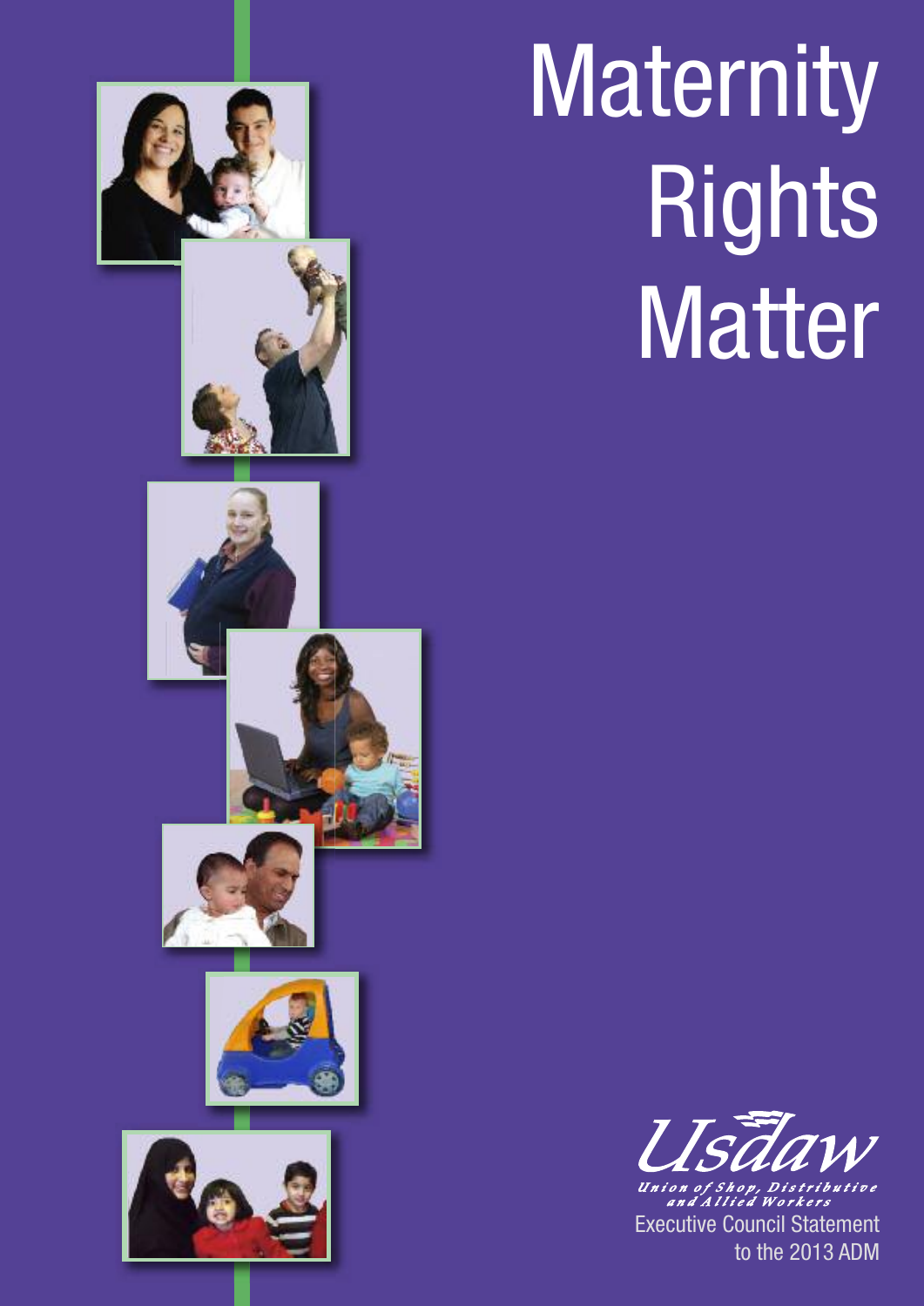# Maternity Rights Matter

Usdaw

*Union of Shop, Distributive and Allied Workers*

Executive Council Statement to the 2013 ADM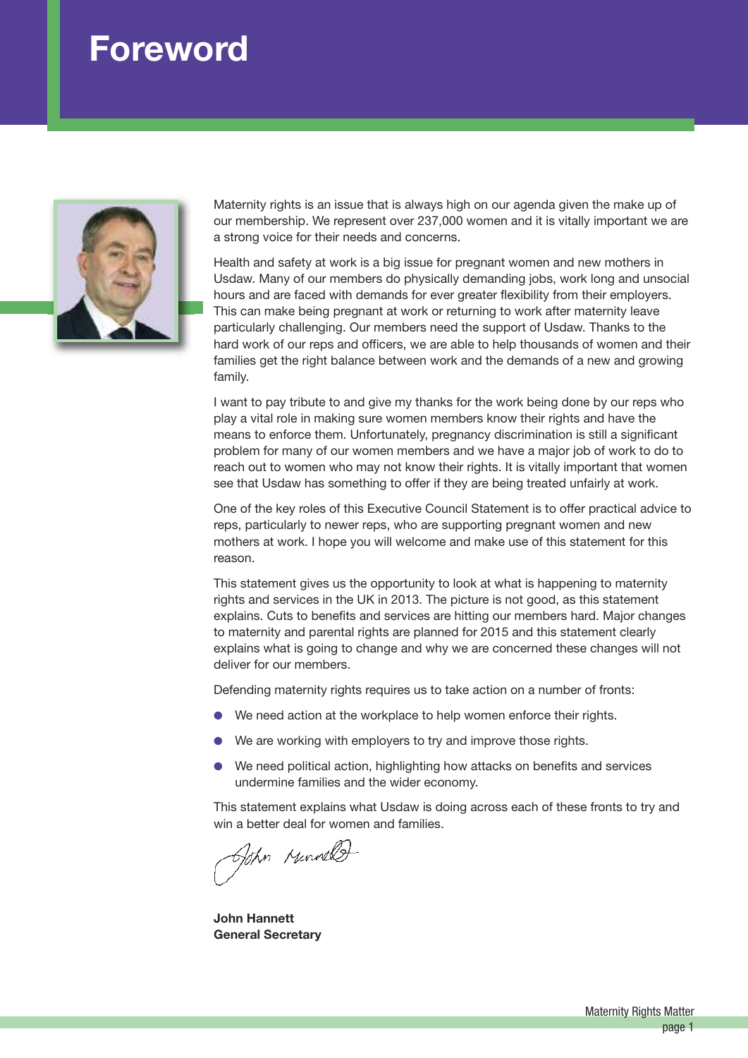# Foreword

Maternity rights is an issue that is always high on our agenda given the make up of our membership. We represent over 237,000 women and it is vitally important we are a strong voice for their needs and concerns.

Health and safety at work is a big issue for pregnant women and new mothers in Usdaw. Many of our members do physically demanding jobs, work long and unsocial hours and are faced with demands for ever greater flexibility from their employers. This can make being pregnant at work or returning to work after maternity leave particularly challenging. Our members need the support of Usdaw. Thanks to the hard work of our reps and officers, we are able to help thousands of women and their families get the right balance between work and the demands of a new and growing family.

I want to pay tribute to and give my thanks for the work being done by our reps who play a vital role in making sure women members know their rights and have the means to enforce them. Unfortunately, pregnancy discrimination is still a significant problem for many of our women members and we have a major job of work to do to reach out to women who may not know their rights. It is vitally important that women see that Usdaw has something to offer if they are being treated unfairly at work.

One of the key roles of this Executive Council Statement is to offer practical advice to reps, particularly to newer reps, who are supporting pregnant women and new mothers at work. I hope you will welcome and make use of this statement for this reason.

This statement gives us the opportunity to look at what is happening to maternity rights and services in the UK in 2013. The picture is not good, as this statement explains. Cuts to benefits and services are hitting our members hard. Major changes to maternity and parental rights are planned for 2015 and this statement clearly explains what is going to change and why we are concerned these changes will not deliver for our members.

Defending maternity rights requires us to take action on a number of fronts:

- We need action at the workplace to help women enforce their rights.
- We are working with employers to try and improve those rights.
- We need political action, highlighting how attacks on benefits and services undermine families and the wider economy.

This statement explains what Usdaw is doing across each of these fronts to try and win a better deal for women and families.

**John Hannett**
**General Secretary**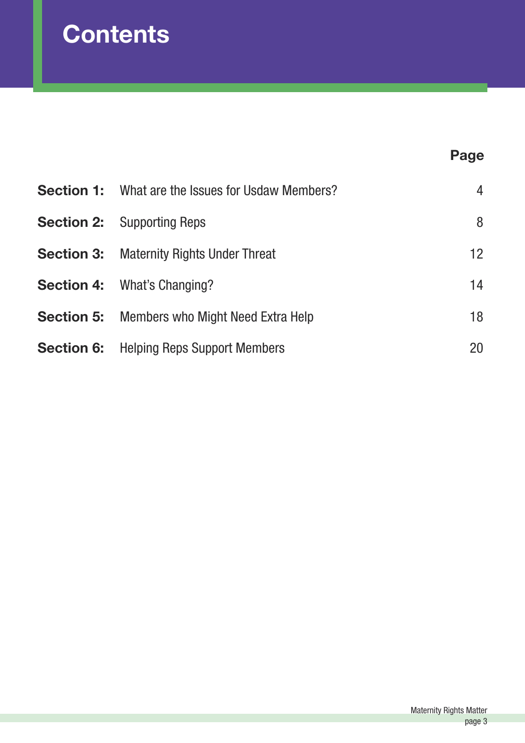# Contents

| | | Page |
|---|---|---|
| **Section 1:** | What are the Issues for Usdaw Members? | 4 |
| **Section 2:** | Supporting Reps | 8 |
| **Section 3:** | Maternity Rights Under Threat | 12 |
| **Section 4:** | What's Changing? | 14 |
| **Section 5:** | Members who Might Need Extra Help | 18 |
| **Section 6:** | Helping Reps Support Members | 20 |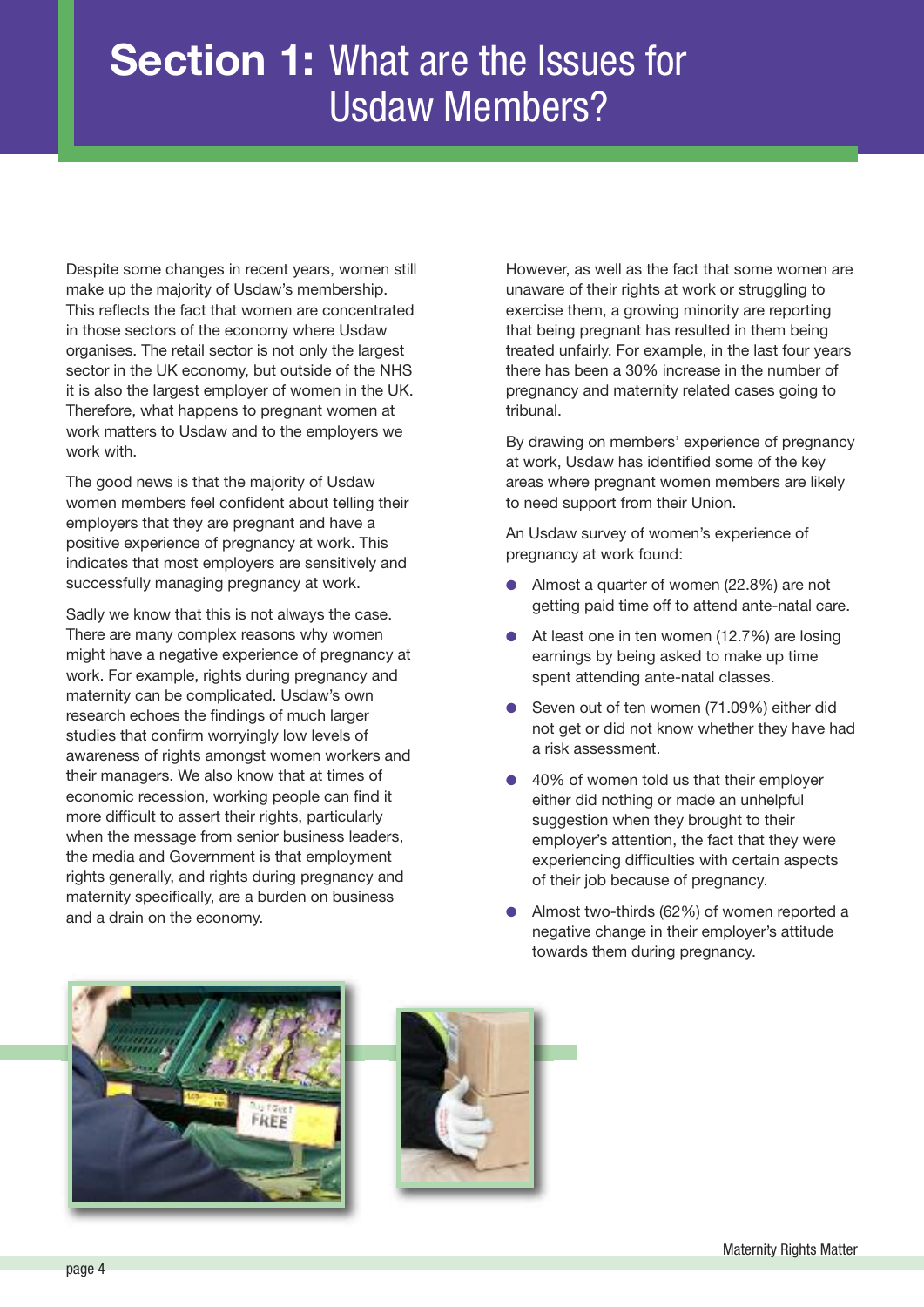# Section 1: What are the Issues for Usdaw Members?

Despite some changes in recent years, women still make up the majority of Usdaw's membership. This reflects the fact that women are concentrated in those sectors of the economy where Usdaw organises. The retail sector is not only the largest sector in the UK economy, but outside of the NHS it is also the largest employer of women in the UK. Therefore, what happens to pregnant women at work matters to Usdaw and to the employers we work with.

The good news is that the majority of Usdaw women members feel confident about telling their employers that they are pregnant and have a positive experience of pregnancy at work. This indicates that most employers are sensitively and successfully managing pregnancy at work.

Sadly we know that this is not always the case. There are many complex reasons why women might have a negative experience of pregnancy at work. For example, rights during pregnancy and maternity can be complicated. Usdaw's own research echoes the findings of much larger studies that confirm worryingly low levels of awareness of rights amongst women workers and their managers. We also know that at times of economic recession, working people can find it more difficult to assert their rights, particularly when the message from senior business leaders, the media and Government is that employment rights generally, and rights during pregnancy and maternity specifically, are a burden on business and a drain on the economy.

However, as well as the fact that some women are unaware of their rights at work or struggling to exercise them, a growing minority are reporting that being pregnant has resulted in them being treated unfairly. For example, in the last four years there has been a 30% increase in the number of pregnancy and maternity related cases going to tribunal.

By drawing on members' experience of pregnancy at work, Usdaw has identified some of the key areas where pregnant women members are likely to need support from their Union.

An Usdaw survey of women's experience of pregnancy at work found:

- Almost a quarter of women (22.8%) are not getting paid time off to attend ante-natal care.
- At least one in ten women (12.7%) are losing earnings by being asked to make up time spent attending ante-natal classes.
- Seven out of ten women (71.09%) either did not get or did not know whether they have had a risk assessment.
- 40% of women told us that their employer either did nothing or made an unhelpful suggestion when they brought to their employer's attention, the fact that they were experiencing difficulties with certain aspects of their job because of pregnancy.
- Almost two-thirds (62%) of women reported a negative change in their employer's attitude towards them during pregnancy.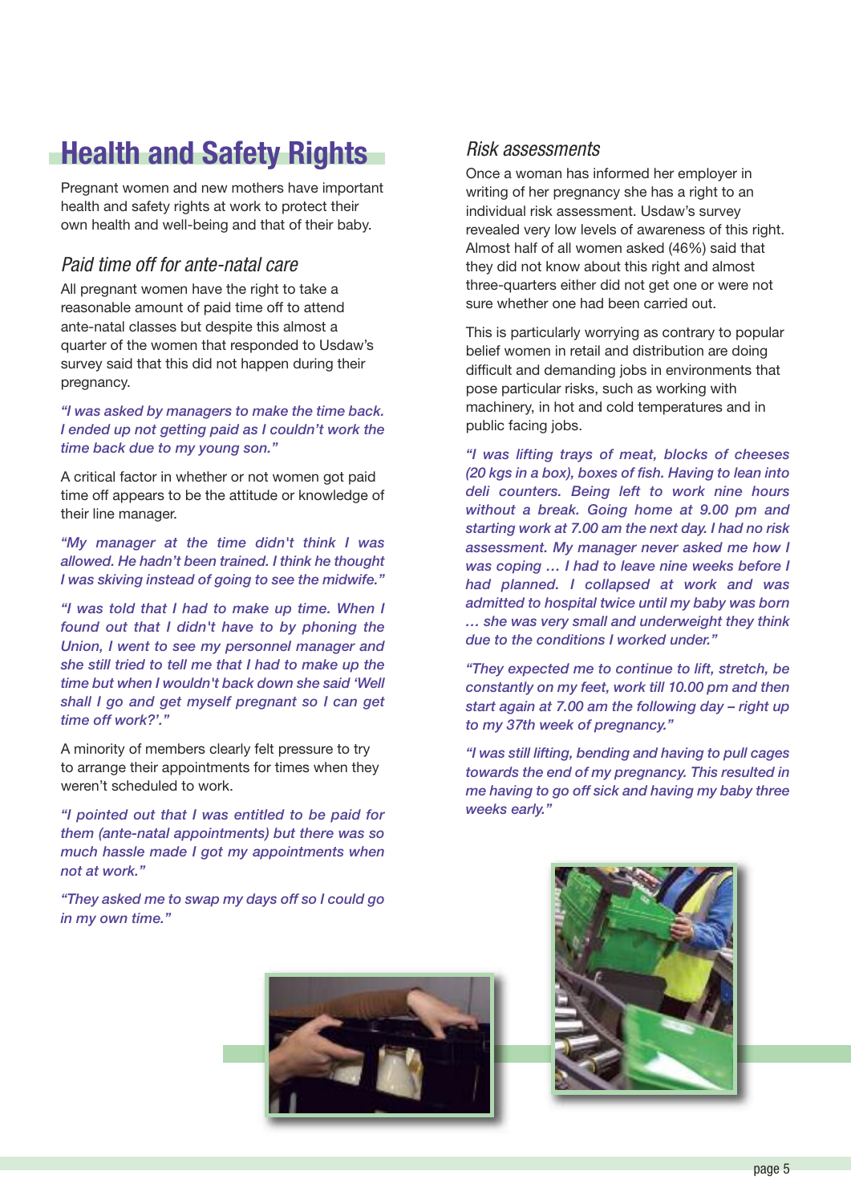# Health and Safety Rights

Pregnant women and new mothers have important health and safety rights at work to protect their own health and well-being and that of their baby.

## Paid time off for ante-natal care

All pregnant women have the right to take a reasonable amount of paid time off to attend ante-natal classes but despite this almost a quarter of the women that responded to Usdaw's survey said that this did not happen during their pregnancy.

*"I was asked by managers to make the time back. I ended up not getting paid as I couldn't work the time back due to my young son."*

A critical factor in whether or not women got paid time off appears to be the attitude or knowledge of their line manager.

*"My manager at the time didn't think I was allowed. He hadn't been trained. I think he thought I was skiving instead of going to see the midwife."*

*"I was told that I had to make up time. When I found out that I didn't have to by phoning the Union, I went to see my personnel manager and she still tried to tell me that I had to make up the time but when I wouldn't back down she said 'Well shall I go and get myself pregnant so I can get time off work?'."*

A minority of members clearly felt pressure to try to arrange their appointments for times when they weren't scheduled to work.

*"I pointed out that I was entitled to be paid for them (ante-natal appointments) but there was so much hassle made I got my appointments when not at work."*

*"They asked me to swap my days off so I could go in my own time."*

## Risk assessments

Once a woman has informed her employer in writing of her pregnancy she has a right to an individual risk assessment. Usdaw's survey revealed very low levels of awareness of this right. Almost half of all women asked (46%) said that they did not know about this right and almost three-quarters either did not get one or were not sure whether one had been carried out.

This is particularly worrying as contrary to popular belief women in retail and distribution are doing difficult and demanding jobs in environments that pose particular risks, such as working with machinery, in hot and cold temperatures and in public facing jobs.

*"I was lifting trays of meat, blocks of cheeses (20 kgs in a box), boxes of fish. Having to lean into deli counters. Being left to work nine hours without a break. Going home at 9.00 pm and starting work at 7.00 am the next day. I had no risk assessment. My manager never asked me how I was coping … I had to leave nine weeks before I had planned. I collapsed at work and was admitted to hospital twice until my baby was born … she was very small and underweight they think due to the conditions I worked under."*

*"They expected me to continue to lift, stretch, be constantly on my feet, work till 10.00 pm and then start again at 7.00 am the following day – right up to my 37th week of pregnancy."*

*"I was still lifting, bending and having to pull cages towards the end of my pregnancy. This resulted in me having to go off sick and having my baby three weeks early."*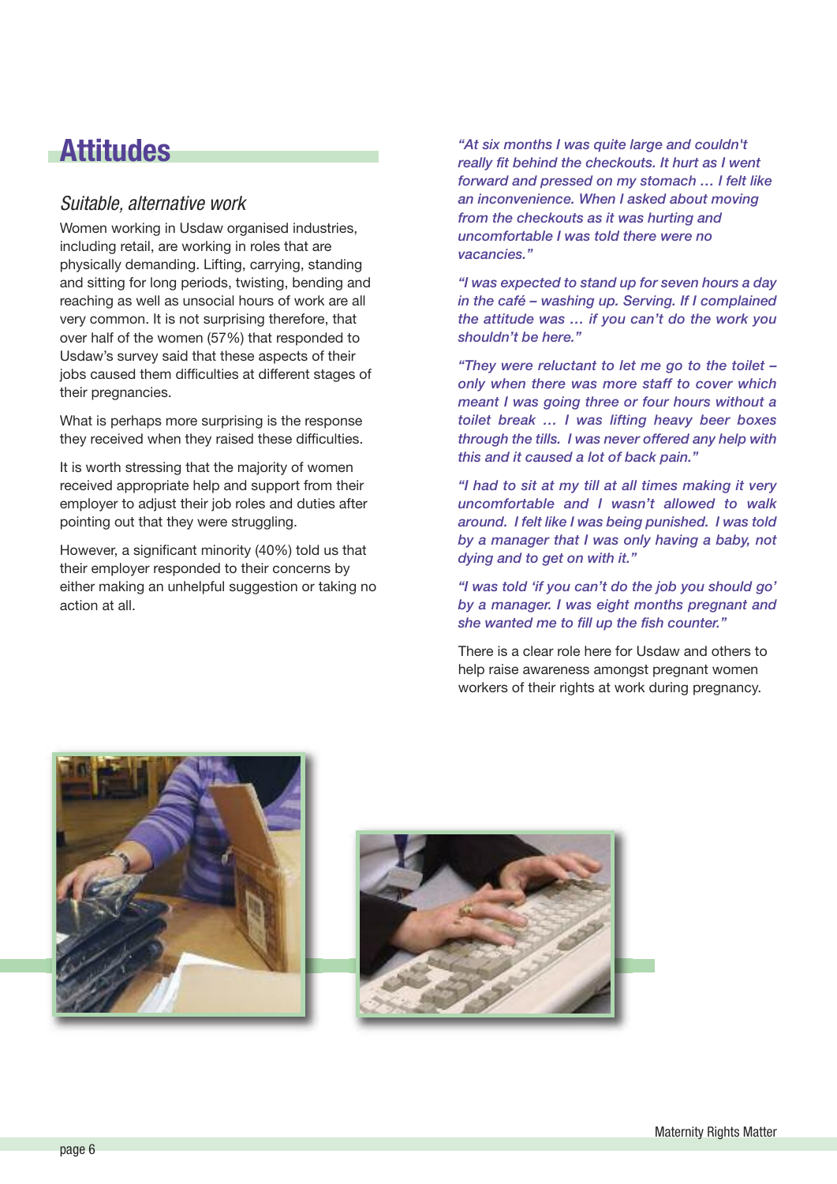# Attitudes

### *Suitable, alternative work*

Women working in Usdaw organised industries, including retail, are working in roles that are physically demanding. Lifting, carrying, standing and sitting for long periods, twisting, bending and reaching as well as unsocial hours of work are all very common. It is not surprising therefore, that over half of the women (57%) that responded to Usdaw's survey said that these aspects of their jobs caused them difficulties at different stages of their pregnancies.

What is perhaps more surprising is the response they received when they raised these difficulties.

It is worth stressing that the majority of women received appropriate help and support from their employer to adjust their job roles and duties after pointing out that they were struggling.

However, a significant minority (40%) told us that their employer responded to their concerns by either making an unhelpful suggestion or taking no action at all.

*"At six months I was quite large and couldn't really fit behind the checkouts. It hurt as I went forward and pressed on my stomach … I felt like an inconvenience. When I asked about moving from the checkouts as it was hurting and uncomfortable I was told there were no vacancies."*

*"I was expected to stand up for seven hours a day in the café – washing up. Serving. If I complained the attitude was … if you can't do the work you shouldn't be here."*

*"They were reluctant to let me go to the toilet – only when there was more staff to cover which meant I was going three or four hours without a toilet break … I was lifting heavy beer boxes through the tills. I was never offered any help with this and it caused a lot of back pain."*

*"I had to sit at my till at all times making it very uncomfortable and I wasn't allowed to walk around. I felt like I was being punished. I was told by a manager that I was only having a baby, not dying and to get on with it."*

*"I was told 'if you can't do the job you should go' by a manager. I was eight months pregnant and she wanted me to fill up the fish counter."*

There is a clear role here for Usdaw and others to help raise awareness amongst pregnant women workers of their rights at work during pregnancy.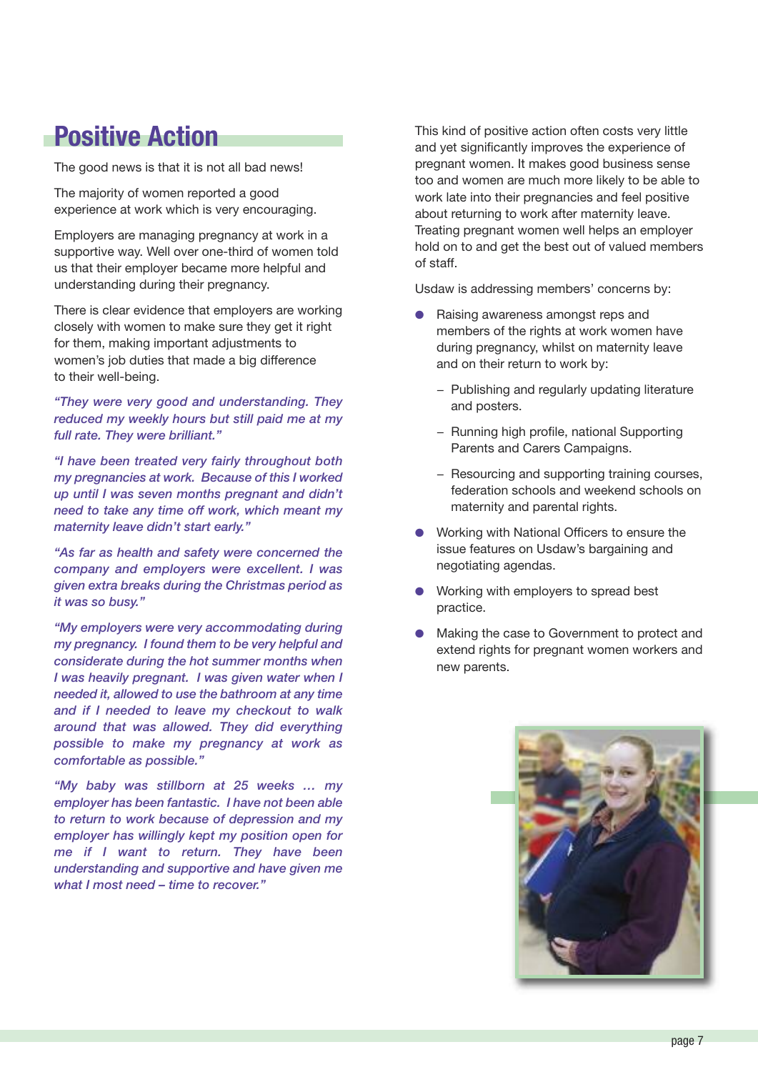# Positive Action

The good news is that it is not all bad news!

The majority of women reported a good experience at work which is very encouraging.

Employers are managing pregnancy at work in a supportive way. Well over one-third of women told us that their employer became more helpful and understanding during their pregnancy.

There is clear evidence that employers are working closely with women to make sure they get it right for them, making important adjustments to women's job duties that made a big difference to their well-being.

*"They were very good and understanding. They reduced my weekly hours but still paid me at my full rate. They were brilliant."*

*"I have been treated very fairly throughout both my pregnancies at work. Because of this I worked up until I was seven months pregnant and didn't need to take any time off work, which meant my maternity leave didn't start early."*

*"As far as health and safety were concerned the company and employers were excellent. I was given extra breaks during the Christmas period as it was so busy."*

*"My employers were very accommodating during my pregnancy. I found them to be very helpful and considerate during the hot summer months when I was heavily pregnant. I was given water when I needed it, allowed to use the bathroom at any time and if I needed to leave my checkout to walk around that was allowed. They did everything possible to make my pregnancy at work as comfortable as possible."*

*"My baby was stillborn at 25 weeks … my employer has been fantastic. I have not been able to return to work because of depression and my employer has willingly kept my position open for me if I want to return. They have been understanding and supportive and have given me what I most need – time to recover."*

This kind of positive action often costs very little and yet significantly improves the experience of pregnant women. It makes good business sense too and women are much more likely to be able to work late into their pregnancies and feel positive about returning to work after maternity leave. Treating pregnant women well helps an employer hold on to and get the best out of valued members of staff.

Usdaw is addressing members' concerns by:

- Raising awareness amongst reps and members of the rights at work women have during pregnancy, whilst on maternity leave and on their return to work by:
  - Publishing and regularly updating literature and posters.
  - Running high profile, national Supporting Parents and Carers Campaigns.
  - Resourcing and supporting training courses, federation schools and weekend schools on maternity and parental rights.
- Working with National Officers to ensure the issue features on Usdaw's bargaining and negotiating agendas.
- Working with employers to spread best practice.
- Making the case to Government to protect and extend rights for pregnant women workers and new parents.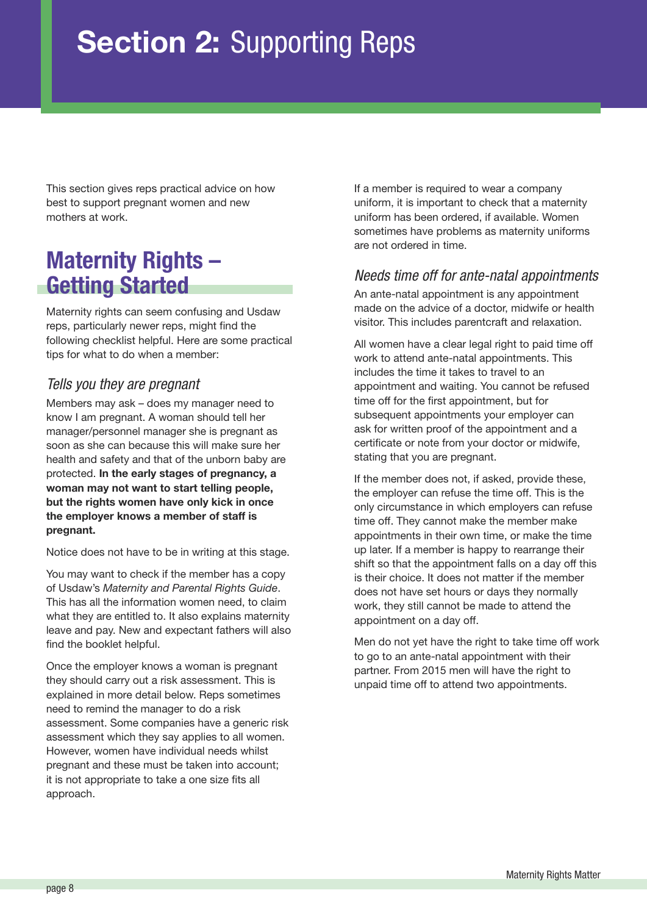# **Section 2:** Supporting Reps

This section gives reps practical advice on how best to support pregnant women and new mothers at work.

## Maternity Rights – Getting Started

Maternity rights can seem confusing and Usdaw reps, particularly newer reps, might find the following checklist helpful. Here are some practical tips for what to do when a member:

### *Tells you they are pregnant*

Members may ask – does my manager need to know I am pregnant. A woman should tell her manager/personnel manager she is pregnant as soon as she can because this will make sure her health and safety and that of the unborn baby are protected. **In the early stages of pregnancy, a woman may not want to start telling people, but the rights women have only kick in once the employer knows a member of staff is pregnant.**

Notice does not have to be in writing at this stage.

You may want to check if the member has a copy of Usdaw's *Maternity and Parental Rights Guide*. This has all the information women need, to claim what they are entitled to. It also explains maternity leave and pay. New and expectant fathers will also find the booklet helpful.

Once the employer knows a woman is pregnant they should carry out a risk assessment. This is explained in more detail below. Reps sometimes need to remind the manager to do a risk assessment. Some companies have a generic risk assessment which they say applies to all women. However, women have individual needs whilst pregnant and these must be taken into account; it is not appropriate to take a one size fits all approach.

If a member is required to wear a company uniform, it is important to check that a maternity uniform has been ordered, if available. Women sometimes have problems as maternity uniforms are not ordered in time.

### *Needs time off for ante-natal appointments*

An ante-natal appointment is any appointment made on the advice of a doctor, midwife or health visitor. This includes parentcraft and relaxation.

All women have a clear legal right to paid time off work to attend ante-natal appointments. This includes the time it takes to travel to an appointment and waiting. You cannot be refused time off for the first appointment, but for subsequent appointments your employer can ask for written proof of the appointment and a certificate or note from your doctor or midwife, stating that you are pregnant.

If the member does not, if asked, provide these, the employer can refuse the time off. This is the only circumstance in which employers can refuse time off. They cannot make the member make appointments in their own time, or make the time up later. If a member is happy to rearrange their shift so that the appointment falls on a day off this is their choice. It does not matter if the member does not have set hours or days they normally work, they still cannot be made to attend the appointment on a day off.

Men do not yet have the right to take time off work to go to an ante-natal appointment with their partner. From 2015 men will have the right to unpaid time off to attend two appointments.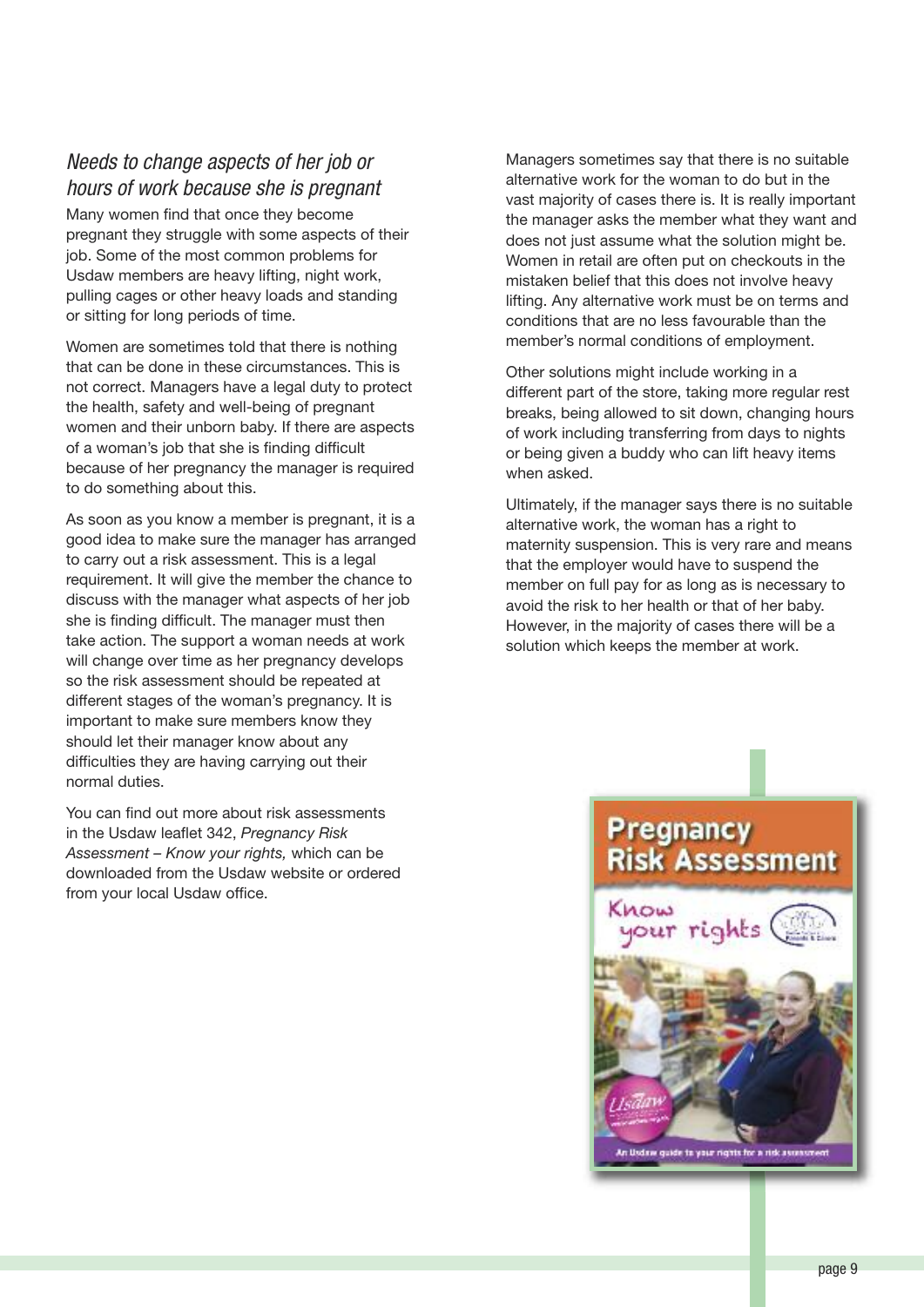### *Needs to change aspects of her job or hours of work because she is pregnant*

Many women find that once they become pregnant they struggle with some aspects of their job. Some of the most common problems for Usdaw members are heavy lifting, night work, pulling cages or other heavy loads and standing or sitting for long periods of time.

Women are sometimes told that there is nothing that can be done in these circumstances. This is not correct. Managers have a legal duty to protect the health, safety and well-being of pregnant women and their unborn baby. If there are aspects of a woman's job that she is finding difficult because of her pregnancy the manager is required to do something about this.

As soon as you know a member is pregnant, it is a good idea to make sure the manager has arranged to carry out a risk assessment. This is a legal requirement. It will give the member the chance to discuss with the manager what aspects of her job she is finding difficult. The manager must then take action. The support a woman needs at work will change over time as her pregnancy develops so the risk assessment should be repeated at different stages of the woman's pregnancy. It is important to make sure members know they should let their manager know about any difficulties they are having carrying out their normal duties.

You can find out more about risk assessments in the Usdaw leaflet 342, *Pregnancy Risk Assessment – Know your rights,* which can be downloaded from the Usdaw website or ordered from your local Usdaw office.

Managers sometimes say that there is no suitable alternative work for the woman to do but in the vast majority of cases there is. It is really important the manager asks the member what they want and does not just assume what the solution might be. Women in retail are often put on checkouts in the mistaken belief that this does not involve heavy lifting. Any alternative work must be on terms and conditions that are no less favourable than the member's normal conditions of employment.

Other solutions might include working in a different part of the store, taking more regular rest breaks, being allowed to sit down, changing hours of work including transferring from days to nights or being given a buddy who can lift heavy items when asked.

Ultimately, if the manager says there is no suitable alternative work, the woman has a right to maternity suspension. This is very rare and means that the employer would have to suspend the member on full pay for as long as is necessary to avoid the risk to her health or that of her baby. However, in the majority of cases there will be a solution which keeps the member at work.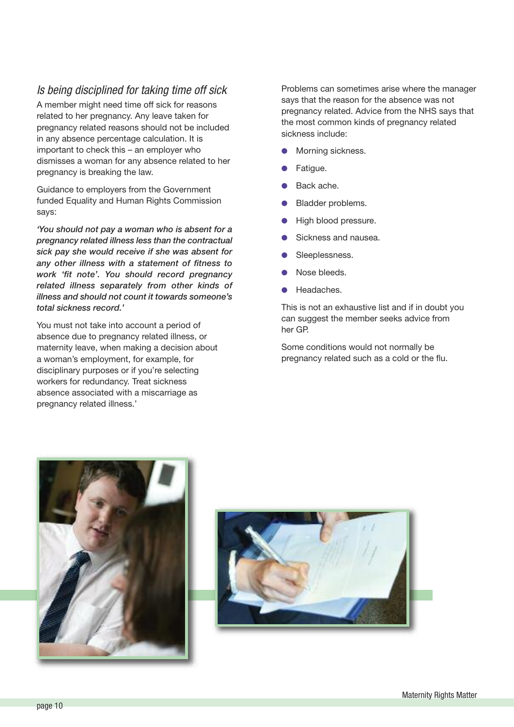### *Is being disciplined for taking time off sick*

A member might need time off sick for reasons related to her pregnancy. Any leave taken for pregnancy related reasons should not be included in any absence percentage calculation. It is important to check this – an employer who dismisses a woman for any absence related to her pregnancy is breaking the law.

Guidance to employers from the Government funded Equality and Human Rights Commission says:

***'You should not pay a woman who is absent for a pregnancy related illness less than the contractual sick pay she would receive if she was absent for any other illness with a statement of fitness to work 'fit note'. You should record pregnancy related illness separately from other kinds of illness and should not count it towards someone's total sickness record.'***

You must not take into account a period of absence due to pregnancy related illness, or maternity leave, when making a decision about a woman's employment, for example, for disciplinary purposes or if you're selecting workers for redundancy. Treat sickness absence associated with a miscarriage as pregnancy related illness.'

Problems can sometimes arise where the manager says that the reason for the absence was not pregnancy related. Advice from the NHS says that the most common kinds of pregnancy related sickness include:

- Morning sickness.
- Fatigue.
- Back ache.
- Bladder problems.
- High blood pressure.
- Sickness and nausea.
- Sleeplessness.
- Nose bleeds.
- Headaches.

This is not an exhaustive list and if in doubt you can suggest the member seeks advice from her GP.

Some conditions would not normally be pregnancy related such as a cold or the flu.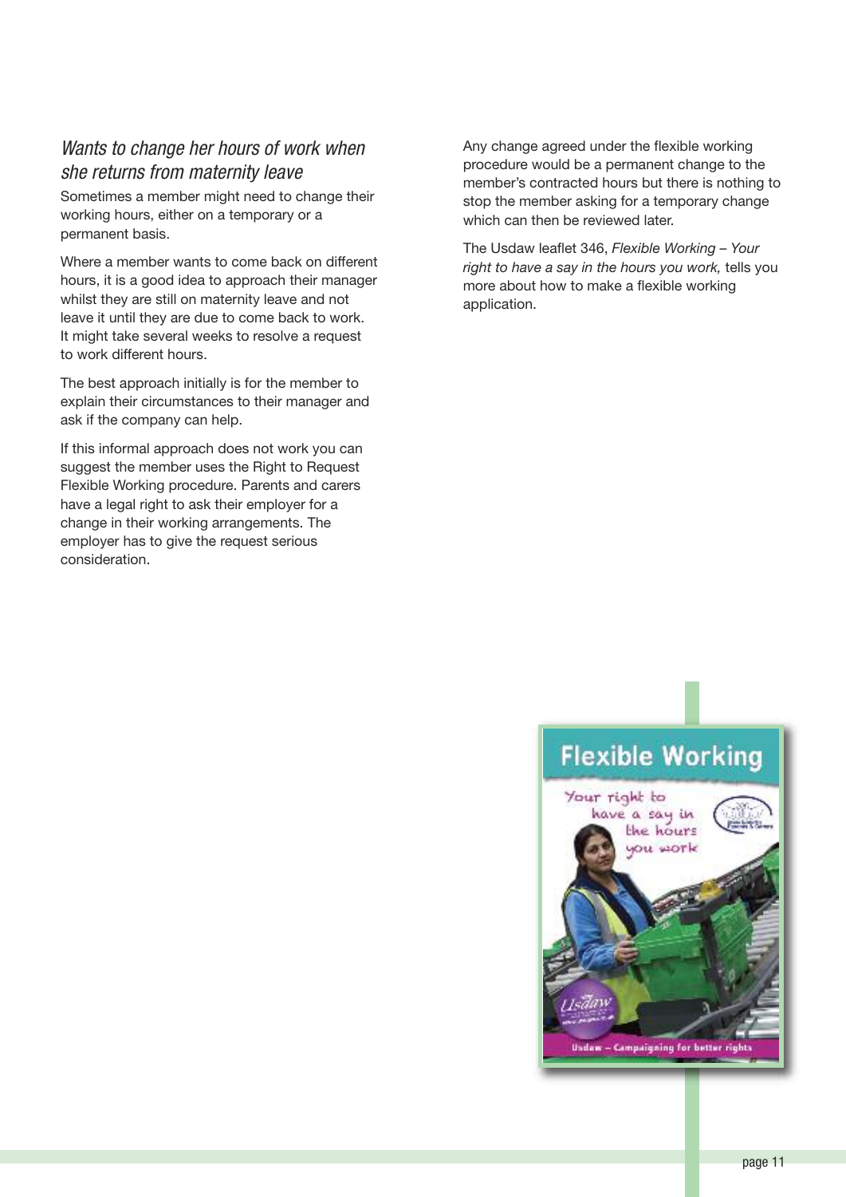### *Wants to change her hours of work when she returns from maternity leave*

Sometimes a member might need to change their working hours, either on a temporary or a permanent basis.

Where a member wants to come back on different hours, it is a good idea to approach their manager whilst they are still on maternity leave and not leave it until they are due to come back to work. It might take several weeks to resolve a request to work different hours.

The best approach initially is for the member to explain their circumstances to their manager and ask if the company can help.

If this informal approach does not work you can suggest the member uses the Right to Request Flexible Working procedure. Parents and carers have a legal right to ask their employer for a change in their working arrangements. The employer has to give the request serious consideration.

Any change agreed under the flexible working procedure would be a permanent change to the member's contracted hours but there is nothing to stop the member asking for a temporary change which can then be reviewed later.

The Usdaw leaflet 346, *Flexible Working – Your right to have a say in the hours you work,* tells you more about how to make a flexible working application.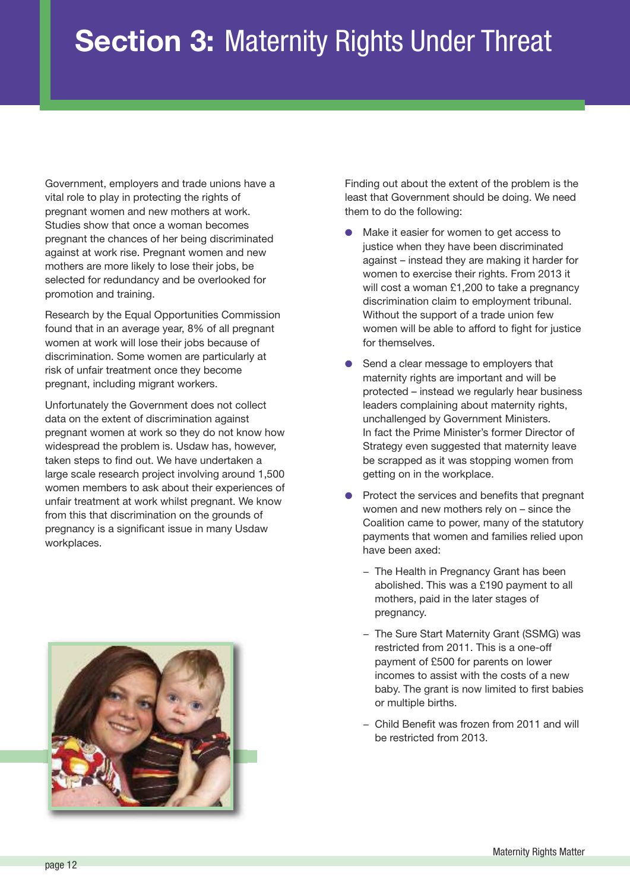# Section 3: Maternity Rights Under Threat

Government, employers and trade unions have a vital role to play in protecting the rights of pregnant women and new mothers at work. Studies show that once a woman becomes pregnant the chances of her being discriminated against at work rise. Pregnant women and new mothers are more likely to lose their jobs, be selected for redundancy and be overlooked for promotion and training.

Research by the Equal Opportunities Commission found that in an average year, 8% of all pregnant women at work will lose their jobs because of discrimination. Some women are particularly at risk of unfair treatment once they become pregnant, including migrant workers.

Unfortunately the Government does not collect data on the extent of discrimination against pregnant women at work so they do not know how widespread the problem is. Usdaw has, however, taken steps to find out. We have undertaken a large scale research project involving around 1,500 women members to ask about their experiences of unfair treatment at work whilst pregnant. We know from this that discrimination on the grounds of pregnancy is a significant issue in many Usdaw workplaces.

Finding out about the extent of the problem is the least that Government should be doing. We need them to do the following:

- Make it easier for women to get access to justice when they have been discriminated against – instead they are making it harder for women to exercise their rights. From 2013 it will cost a woman £1,200 to take a pregnancy discrimination claim to employment tribunal. Without the support of a trade union few women will be able to afford to fight for justice for themselves.
- Send a clear message to employers that maternity rights are important and will be protected – instead we regularly hear business leaders complaining about maternity rights, unchallenged by Government Ministers. In fact the Prime Minister's former Director of Strategy even suggested that maternity leave be scrapped as it was stopping women from getting on in the workplace.
- Protect the services and benefits that pregnant women and new mothers rely on – since the Coalition came to power, many of the statutory payments that women and families relied upon have been axed:
  - The Health in Pregnancy Grant has been abolished. This was a £190 payment to all mothers, paid in the later stages of pregnancy.
  - The Sure Start Maternity Grant (SSMG) was restricted from 2011. This is a one-off payment of £500 for parents on lower incomes to assist with the costs of a new baby. The grant is now limited to first babies or multiple births.
  - Child Benefit was frozen from 2011 and will be restricted from 2013.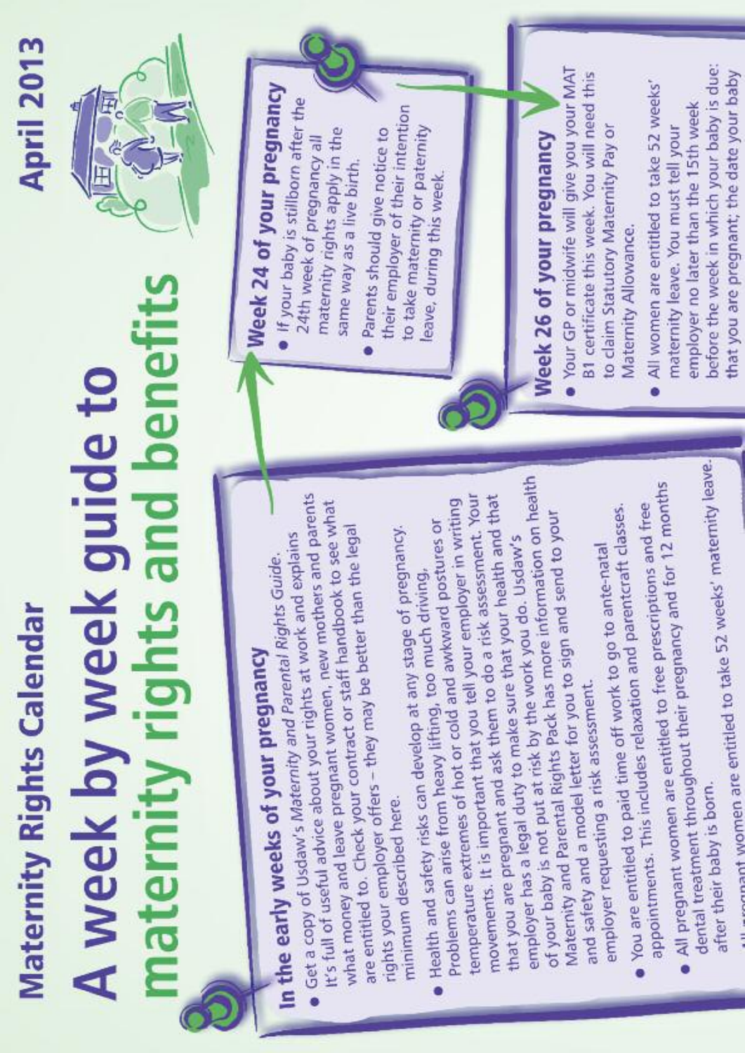# Maternity Rights Calendar

# A week by week guide to maternity rights and benefits

April 2013

## In the early weeks of your pregnancy

- Get a copy of Usdaw's *Maternity and Parental Rights Guide*. It's full of useful advice about your rights at work and explains what money and leave pregnant women, new mothers and parents are entitled to. Check your contract or staff handbook to see what rights your employer offers – they may be better than the legal minimum described here.
- Health and safety risks can develop at any stage of pregnancy. Problems can arise from heavy lifting, too much driving, temperature extremes of hot or cold and awkward postures or movements. It is important that you tell your employer in writing that you are pregnant and ask them to do a risk assessment. Your employer has a legal duty to make sure that your health and that of your baby is not put at risk by the work you do. Usdaw's Maternity and Parental Rights Pack has more information on health and safety and a model letter for you to sign and send to your employer requesting a risk assessment.
- You are entitled to paid time off work to go to ante-natal appointments. This includes relaxation and parentcraft classes.
- All pregnant women are entitled to free prescriptions and free dental treatment throughout their pregnancy and for 12 months after their baby is born.
- All pregnant women are entitled to take 52 weeks' maternity leave.

## Week 24 of your pregnancy

- If your baby is stillborn after the 24th week of pregnancy all maternity rights apply in the same way as a live birth.
- Parents should give notice to their employer of their intention to take maternity or paternity leave, during this week.

## Week 26 of your pregnancy

- Your GP or midwife will give you your MAT B1 certificate this week. You will need this to claim Statutory Maternity Pay or Maternity Allowance.
- All women are entitled to take 52 weeks' maternity leave. You must tell your employer no later than the 15th week before the week in which your baby is due: that you are pregnant; the date your baby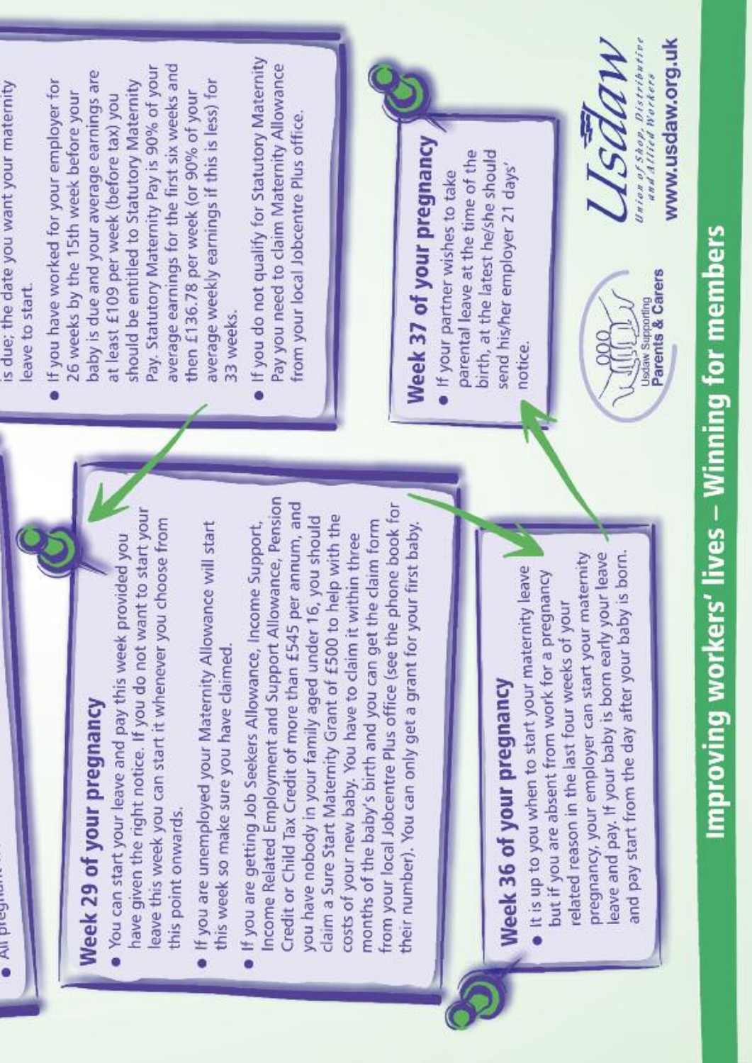- All pregnant ...

is due; the date you want your maternity leave to start.

- If you have worked for your employer for 26 weeks by the 15th week before your baby is due and your average earnings are at least £109 per week (before tax) you should be entitled to Statutory Maternity Pay. Statutory Maternity Pay is 90% of your average earnings for the first six weeks and then £136.78 per week (or 90% of your average weekly earnings if this is less) for 33 weeks.
- If you do not qualify for Statutory Maternity Pay you need to claim Maternity Allowance from your local Jobcentre Plus office.

## Week 29 of your pregnancy

- You can start your leave and pay this week provided you have given the right notice. If you do not want to start your leave this week you can start it whenever you choose from this point onwards.
- If you are unemployed your Maternity Allowance will start this week so make sure you have claimed.
- If you are getting Job Seekers Allowance, Income Support, Income Related Employment and Support Allowance, Pension Credit or Child Tax Credit of more than £545 per annum, and you have nobody in your family aged under 16, you should claim a Sure Start Maternity Grant of £500 to help with the costs of your new baby. You have to claim it within three months of the baby's birth and you can get the claim form from your local Jobcentre Plus office (see the phone book for their number). You can only get a grant for your first baby.

## Week 36 of your pregnancy

- It is up to you when to start your maternity leave but if you are absent from work for a pregnancy related reason in the last four weeks of your pregnancy, your employer can start your maternity leave and pay. If your baby is born early your leave and pay start from the day after your baby is born.

## Week 37 of your pregnancy

- If your partner wishes to take parental leave at the time of the birth, at the latest he/she should send his/her employer 21 days' notice.

Usdaw Supporting Parents & Carers

Usdaw — Union of Shop, Distributive and Allied Workers

www.usdaw.org.uk

**Improving workers' lives – Winning for members**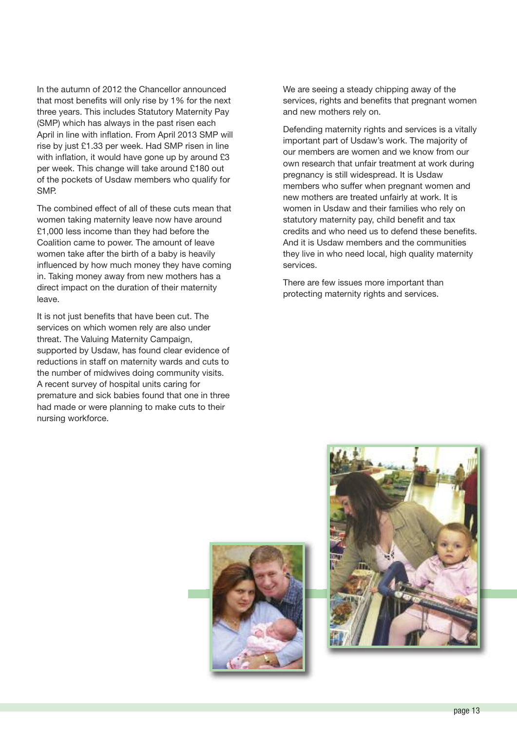In the autumn of 2012 the Chancellor announced that most benefits will only rise by 1% for the next three years. This includes Statutory Maternity Pay (SMP) which has always in the past risen each April in line with inflation. From April 2013 SMP will rise by just £1.33 per week. Had SMP risen in line with inflation, it would have gone up by around £3 per week. This change will take around £180 out of the pockets of Usdaw members who qualify for SMP.

The combined effect of all of these cuts mean that women taking maternity leave now have around £1,000 less income than they had before the Coalition came to power. The amount of leave women take after the birth of a baby is heavily influenced by how much money they have coming in. Taking money away from new mothers has a direct impact on the duration of their maternity leave.

It is not just benefits that have been cut. The services on which women rely are also under threat. The Valuing Maternity Campaign, supported by Usdaw, has found clear evidence of reductions in staff on maternity wards and cuts to the number of midwives doing community visits. A recent survey of hospital units caring for premature and sick babies found that one in three had made or were planning to make cuts to their nursing workforce.

We are seeing a steady chipping away of the services, rights and benefits that pregnant women and new mothers rely on.

Defending maternity rights and services is a vitally important part of Usdaw's work. The majority of our members are women and we know from our own research that unfair treatment at work during pregnancy is still widespread. It is Usdaw members who suffer when pregnant women and new mothers are treated unfairly at work. It is women in Usdaw and their families who rely on statutory maternity pay, child benefit and tax credits and who need us to defend these benefits. And it is Usdaw members and the communities they live in who need local, high quality maternity services.

There are few issues more important than protecting maternity rights and services.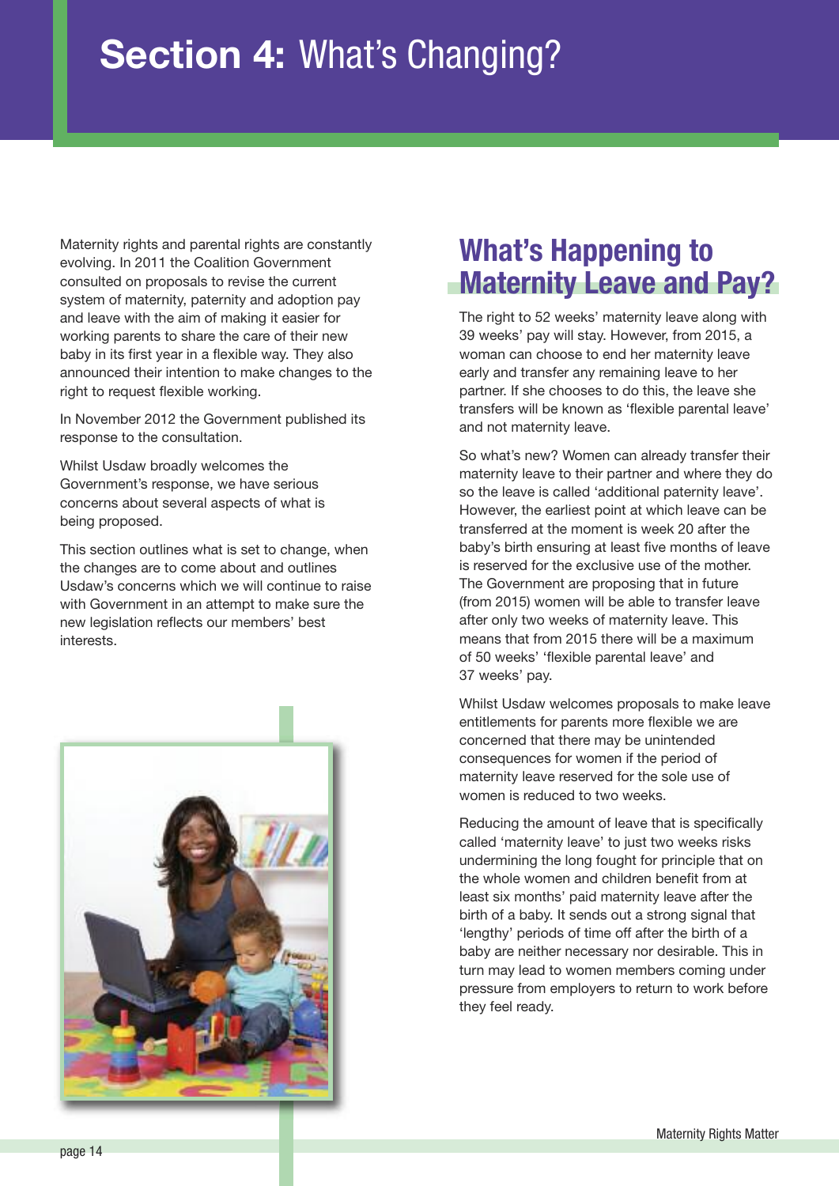# Section 4: What's Changing?

Maternity rights and parental rights are constantly evolving. In 2011 the Coalition Government consulted on proposals to revise the current system of maternity, paternity and adoption pay and leave with the aim of making it easier for working parents to share the care of their new baby in its first year in a flexible way. They also announced their intention to make changes to the right to request flexible working.

In November 2012 the Government published its response to the consultation.

Whilst Usdaw broadly welcomes the Government's response, we have serious concerns about several aspects of what is being proposed.

This section outlines what is set to change, when the changes are to come about and outlines Usdaw's concerns which we will continue to raise with Government in an attempt to make sure the new legislation reflects our members' best interests.

## What's Happening to Maternity Leave and Pay?

The right to 52 weeks' maternity leave along with 39 weeks' pay will stay. However, from 2015, a woman can choose to end her maternity leave early and transfer any remaining leave to her partner. If she chooses to do this, the leave she transfers will be known as 'flexible parental leave' and not maternity leave.

So what's new? Women can already transfer their maternity leave to their partner and where they do so the leave is called 'additional paternity leave'. However, the earliest point at which leave can be transferred at the moment is week 20 after the baby's birth ensuring at least five months of leave is reserved for the exclusive use of the mother. The Government are proposing that in future (from 2015) women will be able to transfer leave after only two weeks of maternity leave. This means that from 2015 there will be a maximum of 50 weeks' 'flexible parental leave' and 37 weeks' pay.

Whilst Usdaw welcomes proposals to make leave entitlements for parents more flexible we are concerned that there may be unintended consequences for women if the period of maternity leave reserved for the sole use of women is reduced to two weeks.

Reducing the amount of leave that is specifically called 'maternity leave' to just two weeks risks undermining the long fought for principle that on the whole women and children benefit from at least six months' paid maternity leave after the birth of a baby. It sends out a strong signal that 'lengthy' periods of time off after the birth of a baby are neither necessary nor desirable. This in turn may lead to women members coming under pressure from employers to return to work before they feel ready.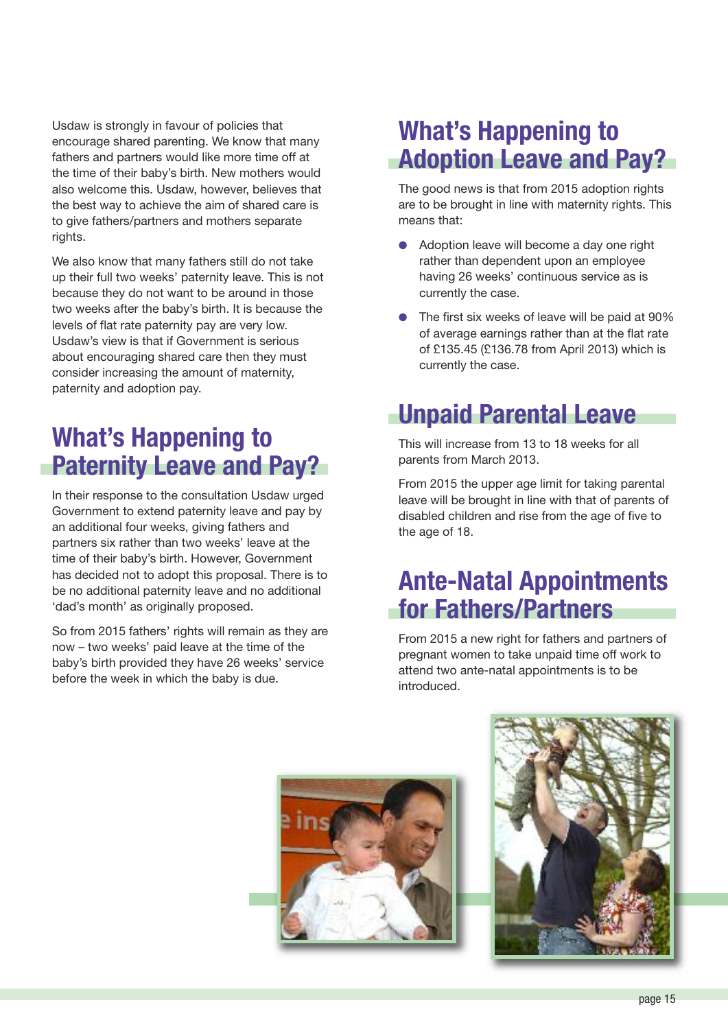Usdaw is strongly in favour of policies that encourage shared parenting. We know that many fathers and partners would like more time off at the time of their baby's birth. New mothers would also welcome this. Usdaw, however, believes that the best way to achieve the aim of shared care is to give fathers/partners and mothers separate rights.

We also know that many fathers still do not take up their full two weeks' paternity leave. This is not because they do not want to be around in those two weeks after the baby's birth. It is because the levels of flat rate paternity pay are very low. Usdaw's view is that if Government is serious about encouraging shared care then they must consider increasing the amount of maternity, paternity and adoption pay.

## What's Happening to Paternity Leave and Pay?

In their response to the consultation Usdaw urged Government to extend paternity leave and pay by an additional four weeks, giving fathers and partners six rather than two weeks' leave at the time of their baby's birth. However, Government has decided not to adopt this proposal. There is to be no additional paternity leave and no additional 'dad's month' as originally proposed.

So from 2015 fathers' rights will remain as they are now – two weeks' paid leave at the time of the baby's birth provided they have 26 weeks' service before the week in which the baby is due.

## What's Happening to Adoption Leave and Pay?

The good news is that from 2015 adoption rights are to be brought in line with maternity rights. This means that:

- Adoption leave will become a day one right rather than dependent upon an employee having 26 weeks' continuous service as is currently the case.
- The first six weeks of leave will be paid at 90% of average earnings rather than at the flat rate of £135.45 (£136.78 from April 2013) which is currently the case.

## Unpaid Parental Leave

This will increase from 13 to 18 weeks for all parents from March 2013.

From 2015 the upper age limit for taking parental leave will be brought in line with that of parents of disabled children and rise from the age of five to the age of 18.

## Ante-Natal Appointments for Fathers/Partners

From 2015 a new right for fathers and partners of pregnant women to take unpaid time off work to attend two ante-natal appointments is to be introduced.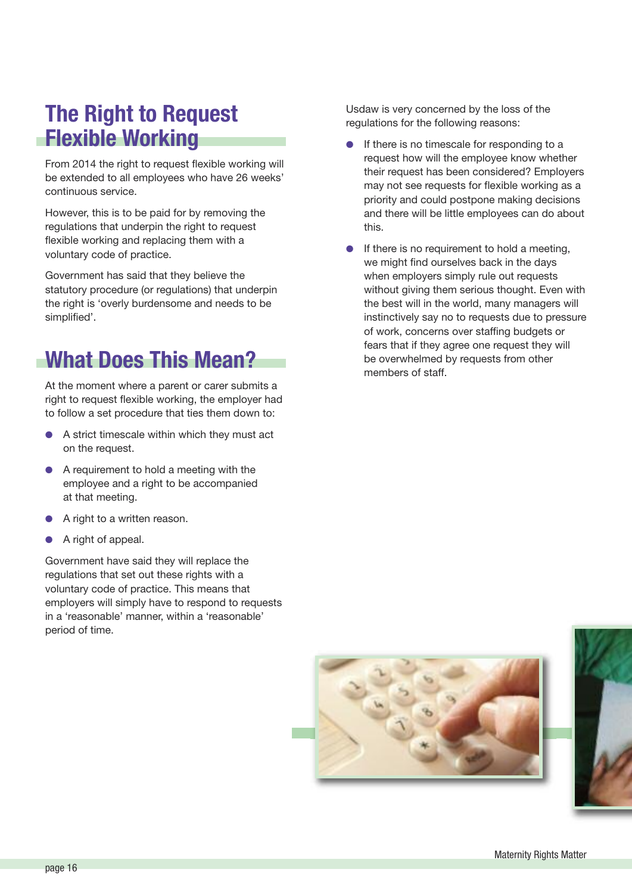## The Right to Request Flexible Working

From 2014 the right to request flexible working will be extended to all employees who have 26 weeks' continuous service.

However, this is to be paid for by removing the regulations that underpin the right to request flexible working and replacing them with a voluntary code of practice.

Government has said that they believe the statutory procedure (or regulations) that underpin the right is 'overly burdensome and needs to be simplified'.

## What Does This Mean?

At the moment where a parent or carer submits a right to request flexible working, the employer had to follow a set procedure that ties them down to:

- A strict timescale within which they must act on the request.
- A requirement to hold a meeting with the employee and a right to be accompanied at that meeting.
- A right to a written reason.
- A right of appeal.

Government have said they will replace the regulations that set out these rights with a voluntary code of practice. This means that employers will simply have to respond to requests in a 'reasonable' manner, within a 'reasonable' period of time.

Usdaw is very concerned by the loss of the regulations for the following reasons:

- If there is no timescale for responding to a request how will the employee know whether their request has been considered? Employers may not see requests for flexible working as a priority and could postpone making decisions and there will be little employees can do about this.
- If there is no requirement to hold a meeting, we might find ourselves back in the days when employers simply rule out requests without giving them serious thought. Even with the best will in the world, many managers will instinctively say no to requests due to pressure of work, concerns over staffing budgets or fears that if they agree one request they will be overwhelmed by requests from other members of staff.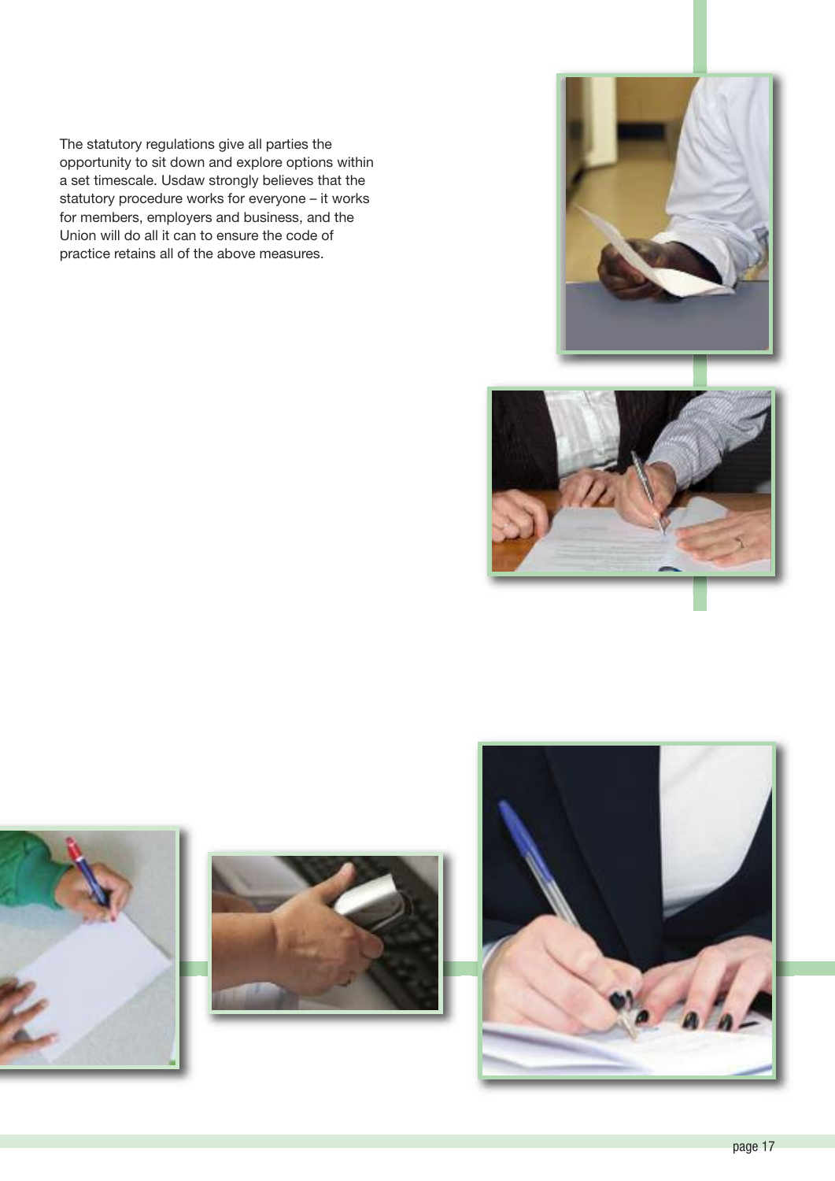The statutory regulations give all parties the opportunity to sit down and explore options within a set timescale. Usdaw strongly believes that the statutory procedure works for everyone – it works for members, employers and business, and the Union will do all it can to ensure the code of practice retains all of the above measures.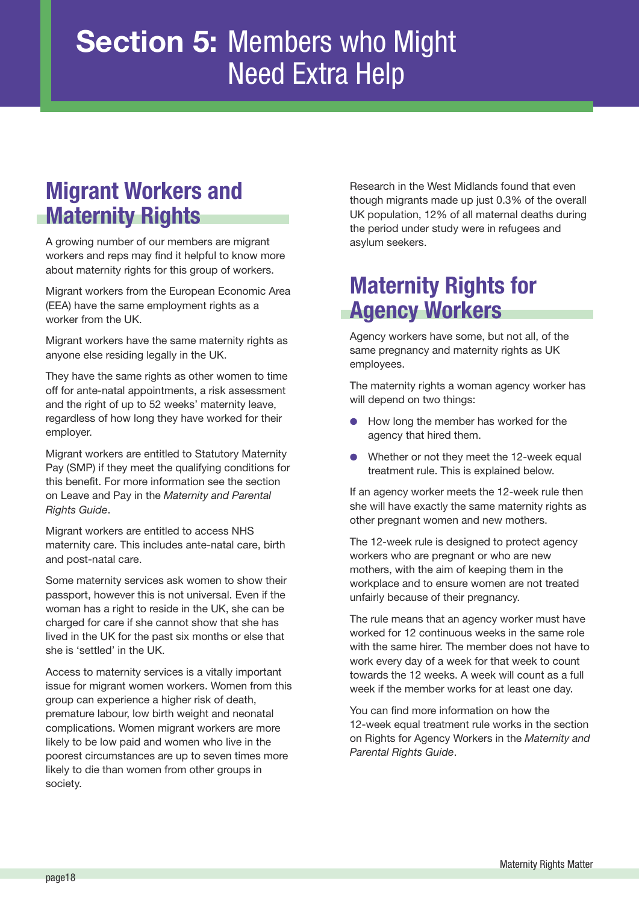# Section 5: Members who Might Need Extra Help

## Migrant Workers and Maternity Rights

A growing number of our members are migrant workers and reps may find it helpful to know more about maternity rights for this group of workers.

Migrant workers from the European Economic Area (EEA) have the same employment rights as a worker from the UK.

Migrant workers have the same maternity rights as anyone else residing legally in the UK.

They have the same rights as other women to time off for ante-natal appointments, a risk assessment and the right of up to 52 weeks' maternity leave, regardless of how long they have worked for their employer.

Migrant workers are entitled to Statutory Maternity Pay (SMP) if they meet the qualifying conditions for this benefit. For more information see the section on Leave and Pay in the *Maternity and Parental Rights Guide*.

Migrant workers are entitled to access NHS maternity care. This includes ante-natal care, birth and post-natal care.

Some maternity services ask women to show their passport, however this is not universal. Even if the woman has a right to reside in the UK, she can be charged for care if she cannot show that she has lived in the UK for the past six months or else that she is 'settled' in the UK.

Access to maternity services is a vitally important issue for migrant women workers. Women from this group can experience a higher risk of death, premature labour, low birth weight and neonatal complications. Women migrant workers are more likely to be low paid and women who live in the poorest circumstances are up to seven times more likely to die than women from other groups in society.

Research in the West Midlands found that even though migrants made up just 0.3% of the overall UK population, 12% of all maternal deaths during the period under study were in refugees and asylum seekers.

## Maternity Rights for Agency Workers

Agency workers have some, but not all, of the same pregnancy and maternity rights as UK employees.

The maternity rights a woman agency worker has will depend on two things:

- How long the member has worked for the agency that hired them.
- Whether or not they meet the 12-week equal treatment rule. This is explained below.

If an agency worker meets the 12-week rule then she will have exactly the same maternity rights as other pregnant women and new mothers.

The 12-week rule is designed to protect agency workers who are pregnant or who are new mothers, with the aim of keeping them in the workplace and to ensure women are not treated unfairly because of their pregnancy.

The rule means that an agency worker must have worked for 12 continuous weeks in the same role with the same hirer. The member does not have to work every day of a week for that week to count towards the 12 weeks. A week will count as a full week if the member works for at least one day.

You can find more information on how the 12-week equal treatment rule works in the section on Rights for Agency Workers in the *Maternity and Parental Rights Guide*.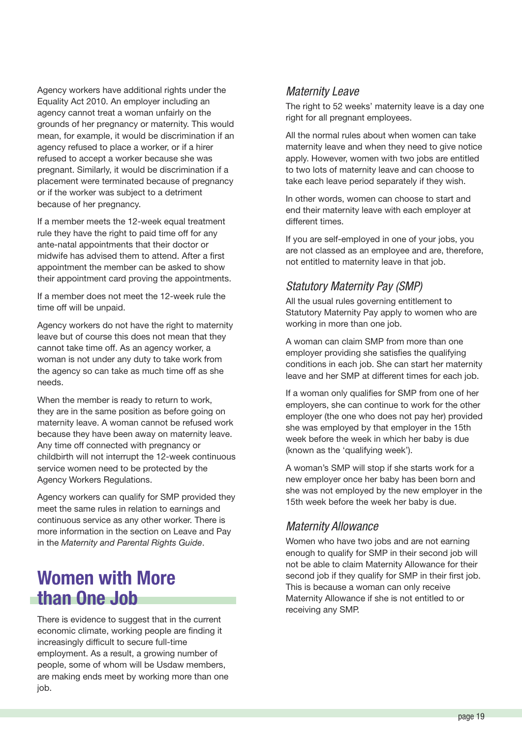Agency workers have additional rights under the Equality Act 2010. An employer including an agency cannot treat a woman unfairly on the grounds of her pregnancy or maternity. This would mean, for example, it would be discrimination if an agency refused to place a worker, or if a hirer refused to accept a worker because she was pregnant. Similarly, it would be discrimination if a placement were terminated because of pregnancy or if the worker was subject to a detriment because of her pregnancy.

If a member meets the 12-week equal treatment rule they have the right to paid time off for any ante-natal appointments that their doctor or midwife has advised them to attend. After a first appointment the member can be asked to show their appointment card proving the appointments.

If a member does not meet the 12-week rule the time off will be unpaid.

Agency workers do not have the right to maternity leave but of course this does not mean that they cannot take time off. As an agency worker, a woman is not under any duty to take work from the agency so can take as much time off as she needs.

When the member is ready to return to work, they are in the same position as before going on maternity leave. A woman cannot be refused work because they have been away on maternity leave. Any time off connected with pregnancy or childbirth will not interrupt the 12-week continuous service women need to be protected by the Agency Workers Regulations.

Agency workers can qualify for SMP provided they meet the same rules in relation to earnings and continuous service as any other worker. There is more information in the section on Leave and Pay in the *Maternity and Parental Rights Guide*.

## Women with More than One Job

There is evidence to suggest that in the current economic climate, working people are finding it increasingly difficult to secure full-time employment. As a result, a growing number of people, some of whom will be Usdaw members, are making ends meet by working more than one job.

### *Maternity Leave*

The right to 52 weeks' maternity leave is a day one right for all pregnant employees.

All the normal rules about when women can take maternity leave and when they need to give notice apply. However, women with two jobs are entitled to two lots of maternity leave and can choose to take each leave period separately if they wish.

In other words, women can choose to start and end their maternity leave with each employer at different times.

If you are self-employed in one of your jobs, you are not classed as an employee and are, therefore, not entitled to maternity leave in that job.

### *Statutory Maternity Pay (SMP)*

All the usual rules governing entitlement to Statutory Maternity Pay apply to women who are working in more than one job.

A woman can claim SMP from more than one employer providing she satisfies the qualifying conditions in each job. She can start her maternity leave and her SMP at different times for each job.

If a woman only qualifies for SMP from one of her employers, she can continue to work for the other employer (the one who does not pay her) provided she was employed by that employer in the 15th week before the week in which her baby is due (known as the 'qualifying week').

A woman's SMP will stop if she starts work for a new employer once her baby has been born and she was not employed by the new employer in the 15th week before the week her baby is due.

### *Maternity Allowance*

Women who have two jobs and are not earning enough to qualify for SMP in their second job will not be able to claim Maternity Allowance for their second job if they qualify for SMP in their first job. This is because a woman can only receive Maternity Allowance if she is not entitled to or receiving any SMP.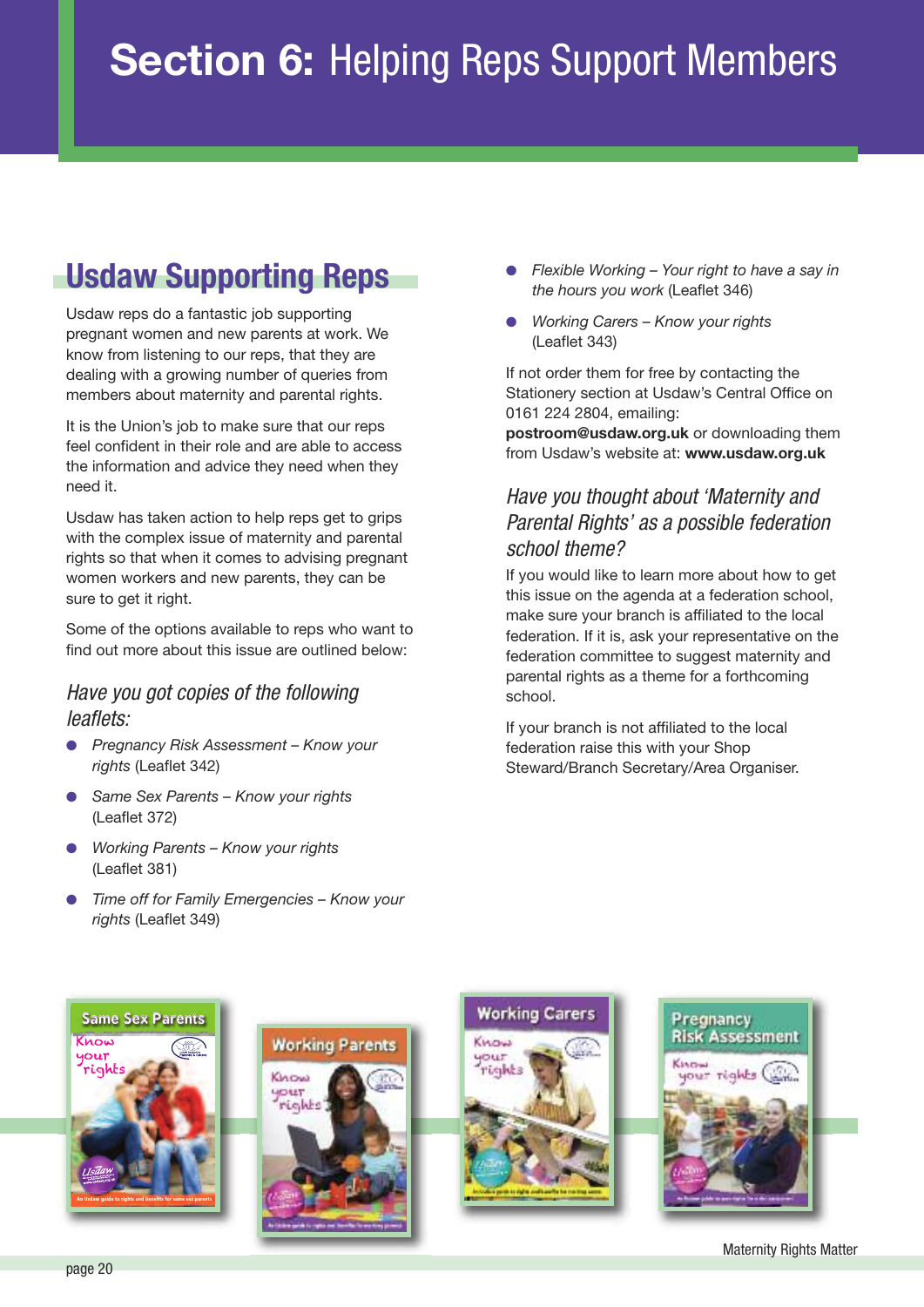# Section 6: Helping Reps Support Members

## Usdaw Supporting Reps

Usdaw reps do a fantastic job supporting pregnant women and new parents at work. We know from listening to our reps, that they are dealing with a growing number of queries from members about maternity and parental rights.

It is the Union's job to make sure that our reps feel confident in their role and are able to access the information and advice they need when they need it.

Usdaw has taken action to help reps get to grips with the complex issue of maternity and parental rights so that when it comes to advising pregnant women workers and new parents, they can be sure to get it right.

Some of the options available to reps who want to find out more about this issue are outlined below:

### *Have you got copies of the following leaflets:*

- *Pregnancy Risk Assessment – Know your rights* (Leaflet 342)
- *Same Sex Parents – Know your rights* (Leaflet 372)
- *Working Parents – Know your rights* (Leaflet 381)
- *Time off for Family Emergencies – Know your rights* (Leaflet 349)
- *Flexible Working – Your right to have a say in the hours you work* (Leaflet 346)
- *Working Carers – Know your rights* (Leaflet 343)

If not order them for free by contacting the Stationery section at Usdaw's Central Office on 0161 224 2804, emailing: **postroom@usdaw.org.uk** or downloading them from Usdaw's website at: **www.usdaw.org.uk**

### *Have you thought about 'Maternity and Parental Rights' as a possible federation school theme?*

If you would like to learn more about how to get this issue on the agenda at a federation school, make sure your branch is affiliated to the local federation. If it is, ask your representative on the federation committee to suggest maternity and parental rights as a theme for a forthcoming school.

If your branch is not affiliated to the local federation raise this with your Shop Steward/Branch Secretary/Area Organiser.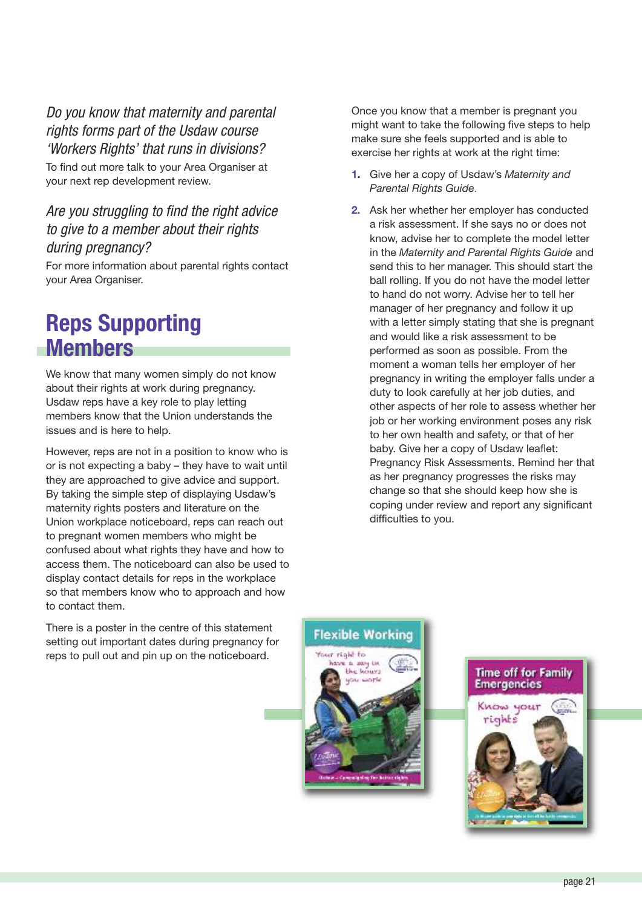*Do you know that maternity and parental rights forms part of the Usdaw course 'Workers Rights' that runs in divisions?*

To find out more talk to your Area Organiser at your next rep development review.

*Are you struggling to find the right advice to give to a member about their rights during pregnancy?*

For more information about parental rights contact your Area Organiser.

## Reps Supporting Members

We know that many women simply do not know about their rights at work during pregnancy. Usdaw reps have a key role to play letting members know that the Union understands the issues and is here to help.

However, reps are not in a position to know who is or is not expecting a baby – they have to wait until they are approached to give advice and support. By taking the simple step of displaying Usdaw's maternity rights posters and literature on the Union workplace noticeboard, reps can reach out to pregnant women members who might be confused about what rights they have and how to access them. The noticeboard can also be used to display contact details for reps in the workplace so that members know who to approach and how to contact them.

There is a poster in the centre of this statement setting out important dates during pregnancy for reps to pull out and pin up on the noticeboard.

Once you know that a member is pregnant you might want to take the following five steps to help make sure she feels supported and is able to exercise her rights at work at the right time:

1. Give her a copy of Usdaw's *Maternity and Parental Rights Guide*.
2. Ask her whether her employer has conducted a risk assessment. If she says no or does not know, advise her to complete the model letter in the *Maternity and Parental Rights Guide* and send this to her manager. This should start the ball rolling. If you do not have the model letter to hand do not worry. Advise her to tell her manager of her pregnancy and follow it up with a letter simply stating that she is pregnant and would like a risk assessment to be performed as soon as possible. From the moment a woman tells her employer of her pregnancy in writing the employer falls under a duty to look carefully at her job duties, and other aspects of her role to assess whether her job or her working environment poses any risk to her own health and safety, or that of her baby. Give her a copy of Usdaw leaflet: Pregnancy Risk Assessments. Remind her that as her pregnancy progresses the risks may change so that she should keep how she is coping under review and report any significant difficulties to you.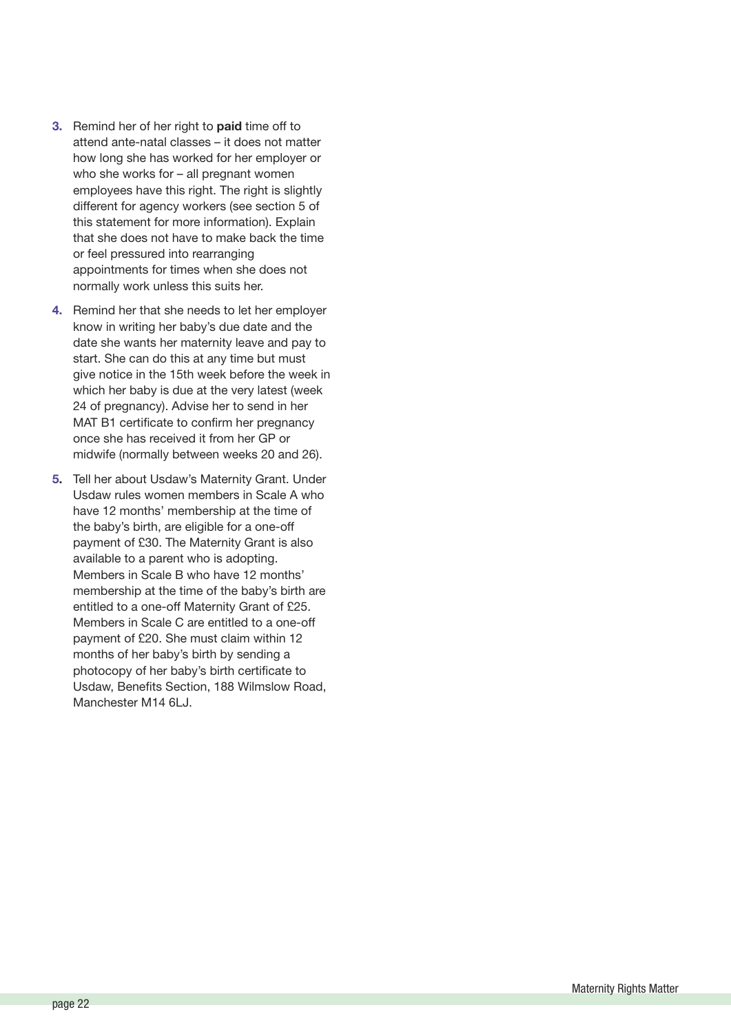3. Remind her of her right to **paid** time off to attend ante-natal classes – it does not matter how long she has worked for her employer or who she works for – all pregnant women employees have this right. The right is slightly different for agency workers (see section 5 of this statement for more information). Explain that she does not have to make back the time or feel pressured into rearranging appointments for times when she does not normally work unless this suits her.

4. Remind her that she needs to let her employer know in writing her baby's due date and the date she wants her maternity leave and pay to start. She can do this at any time but must give notice in the 15th week before the week in which her baby is due at the very latest (week 24 of pregnancy). Advise her to send in her MAT B1 certificate to confirm her pregnancy once she has received it from her GP or midwife (normally between weeks 20 and 26).

5. Tell her about Usdaw's Maternity Grant. Under Usdaw rules women members in Scale A who have 12 months' membership at the time of the baby's birth, are eligible for a one-off payment of £30. The Maternity Grant is also available to a parent who is adopting. Members in Scale B who have 12 months' membership at the time of the baby's birth are entitled to a one-off Maternity Grant of £25. Members in Scale C are entitled to a one-off payment of £20. She must claim within 12 months of her baby's birth by sending a photocopy of her baby's birth certificate to Usdaw, Benefits Section, 188 Wilmslow Road, Manchester M14 6LJ.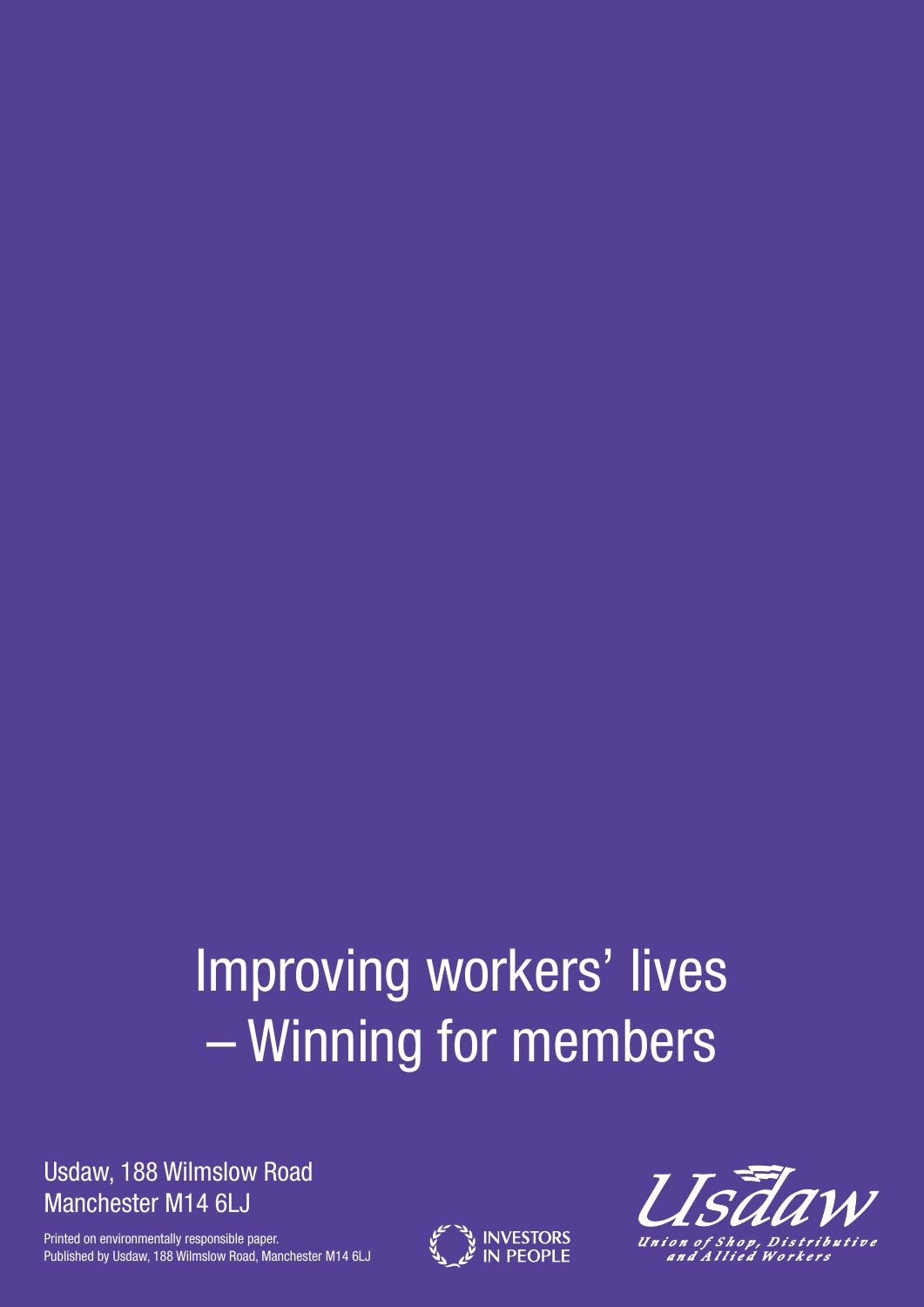# Improving workers' lives – Winning for members

Usdaw, 188 Wilmslow Road
Manchester M14 6LJ

Printed on environmentally responsible paper.
Published by Usdaw, 188 Wilmslow Road, Manchester M14 6LJ

INVESTORS IN PEOPLE

Usdaw
Union of Shop, Distributive and Allied Workers